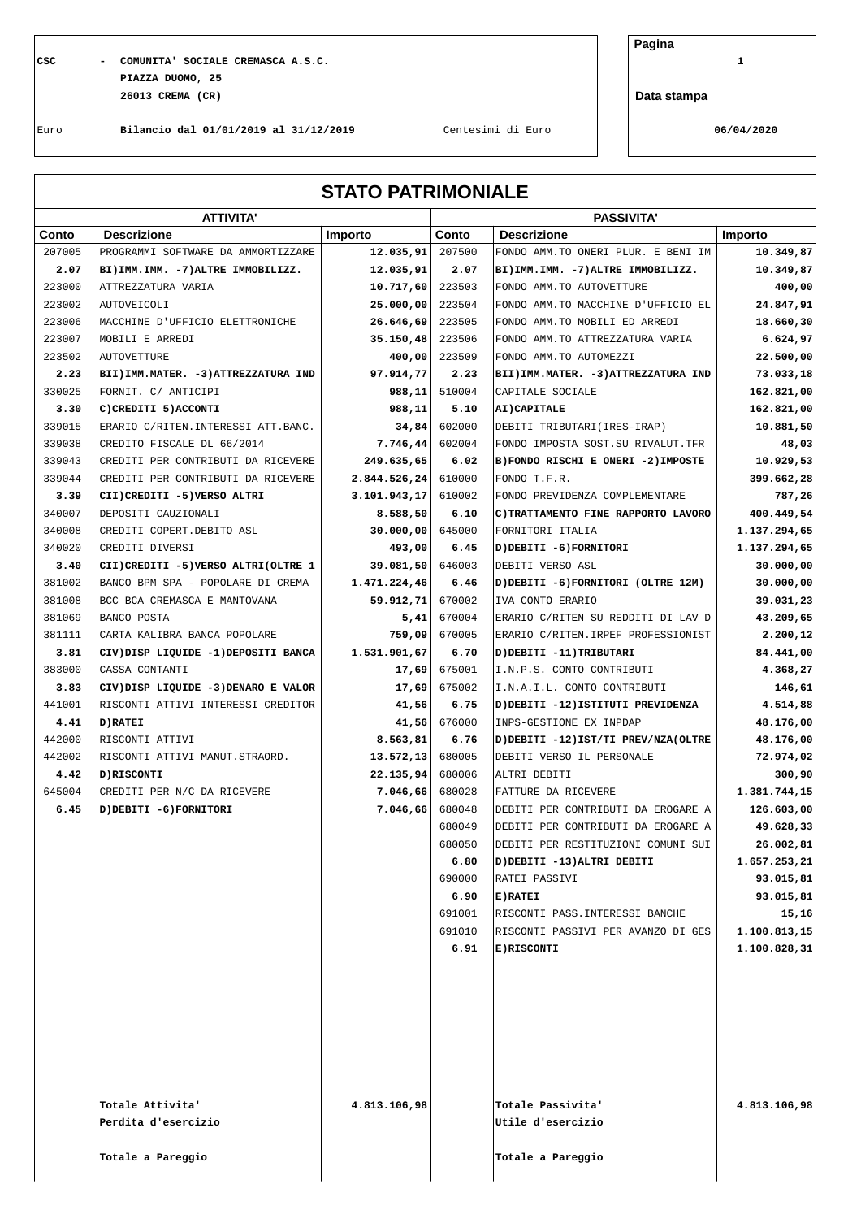CSC - COMUNITA' SOCIALE CREMASCA A.S.C.
PIAZZA DUOMO, 25
26013 CREMA (CR)

Pagina 1

Data stampa 06/04/2020

Euro — Bilancio dal 01/01/2019 al 31/12/2019 — Centesimi di Euro

# STATO PATRIMONIALE

| ATTIVITA' | | | PASSIVITA' | | |
|---|---|---|---|---|---|
| **Conto** | **Descrizione** | **Importo** | **Conto** | **Descrizione** | **Importo** |
| 207005 | PROGRAMMI SOFTWARE DA AMMORTIZZARE | **12.035,91** | 207500 | FONDO AMM.TO ONERI PLUR. E BENI IM | **10.349,87** |
| **2.07** | **BI)IMM.IMM. -7)ALTRE IMMOBILIZZ.** | **12.035,91** | **2.07** | **BI)IMM.IMM. -7)ALTRE IMMOBILIZZ.** | **10.349,87** |
| 223000 | ATTREZZATURA VARIA | **10.717,60** | 223503 | FONDO AMM.TO AUTOVETTURE | **400,00** |
| 223002 | AUTOVEICOLI | **25.000,00** | 223504 | FONDO AMM.TO MACCHINE D'UFFICIO EL | **24.847,91** |
| 223006 | MACCHINE D'UFFICIO ELETTRONICHE | **26.646,69** | 223505 | FONDO AMM.TO MOBILI ED ARREDI | **18.660,30** |
| 223007 | MOBILI E ARREDI | **35.150,48** | 223506 | FONDO AMM.TO ATTREZZATURA VARIA | **6.624,97** |
| 223502 | AUTOVETTURE | **400,00** | 223509 | FONDO AMM.TO AUTOMEZZI | **22.500,00** |
| **2.23** | **BII)IMM.MATER. -3)ATTREZZATURA IND** | **97.914,77** | **2.23** | **BII)IMM.MATER. -3)ATTREZZATURA IND** | **73.033,18** |
| 330025 | FORNIT. C/ ANTICIPI | **988,11** | 510004 | CAPITALE SOCIALE | **162.821,00** |
| **3.30** | **C)CREDITI 5)ACCONTI** | **988,11** | **5.10** | **AI)CAPITALE** | **162.821,00** |
| 339015 | ERARIO C/RITEN.INTERESSI ATT.BANC. | **34,84** | 602000 | DEBITI TRIBUTARI(IRES-IRAP) | **10.881,50** |
| 339038 | CREDITO FISCALE DL 66/2014 | **7.746,44** | 602004 | FONDO IMPOSTA SOST.SU RIVALUT.TFR | **48,03** |
| 339043 | CREDITI PER CONTRIBUTI DA RICEVERE | **249.635,65** | **6.02** | **B)FONDO RISCHI E ONERI -2)IMPOSTE** | **10.929,53** |
| 339044 | CREDITI PER CONTRIBUTI DA RICEVERE | **2.844.526,24** | 610000 | FONDO T.F.R. | **399.662,28** |
| **3.39** | **CII)CREDITI -5)VERSO ALTRI** | **3.101.943,17** | 610002 | FONDO PREVIDENZA COMPLEMENTARE | **787,26** |
| 340007 | DEPOSITI CAUZIONALI | **8.588,50** | **6.10** | **C)TRATTAMENTO FINE RAPPORTO LAVORO** | **400.449,54** |
| 340008 | CREDITI COPERT.DEBITO ASL | **30.000,00** | 645000 | FORNITORI ITALIA | **1.137.294,65** |
| 340020 | CREDITI DIVERSI | **493,00** | **6.45** | **D)DEBITI -6)FORNITORI** | **1.137.294,65** |
| **3.40** | **CII)CREDITI -5)VERSO ALTRI(OLTRE 1** | **39.081,50** | 646003 | DEBITI VERSO ASL | **30.000,00** |
| 381002 | BANCO BPM SPA - POPOLARE DI CREMA | **1.471.224,46** | **6.46** | **D)DEBITI -6)FORNITORI (OLTRE 12M)** | **30.000,00** |
| 381008 | BCC BCA CREMASCA E MANTOVANA | **59.912,71** | 670002 | IVA CONTO ERARIO | **39.031,23** |
| 381069 | BANCO POSTA | **5,41** | 670004 | ERARIO C/RITEN SU REDDITI DI LAV D | **43.209,65** |
| 381111 | CARTA KALIBRA BANCA POPOLARE | **759,09** | 670005 | ERARIO C/RITEN.IRPEF PROFESSIONIST | **2.200,12** |
| **3.81** | **CIV)DISP LIQUIDE -1)DEPOSITI BANCA** | **1.531.901,67** | **6.70** | **D)DEBITI -11)TRIBUTARI** | **84.441,00** |
| 383000 | CASSA CONTANTI | **17,69** | 675001 | I.N.P.S. CONTO CONTRIBUTI | **4.368,27** |
| **3.83** | **CIV)DISP LIQUIDE -3)DENARO E VALOR** | **17,69** | 675002 | I.N.A.I.L. CONTO CONTRIBUTI | **146,61** |
| 441001 | RISCONTI ATTIVI INTERESSI CREDITOR | **41,56** | **6.75** | **D)DEBITI -12)ISTITUTI PREVIDENZA** | **4.514,88** |
| **4.41** | **D)RATEI** | **41,56** | 676000 | INPS-GESTIONE EX INPDAP | **48.176,00** |
| 442000 | RISCONTI ATTIVI | **8.563,81** | **6.76** | **D)DEBITI -12)IST/TI PREV/NZA(OLTRE** | **48.176,00** |
| 442002 | RISCONTI ATTIVI MANUT.STRAORD. | **13.572,13** | 680005 | DEBITI VERSO IL PERSONALE | **72.974,02** |
| **4.42** | **D)RISCONTI** | **22.135,94** | 680006 | ALTRI DEBITI | **300,90** |
| 645004 | CREDITI PER N/C DA RICEVERE | **7.046,66** | 680028 | FATTURE DA RICEVERE | **1.381.744,15** |
| **6.45** | **D)DEBITI -6)FORNITORI** | **7.046,66** | 680048 | DEBITI PER CONTRIBUTI DA EROGARE A | **126.603,00** |
| | | | 680049 | DEBITI PER CONTRIBUTI DA EROGARE A | **49.628,33** |
| | | | 680050 | DEBITI PER RESTITUZIONI COMUNI SUI | **26.002,81** |
| | | | **6.80** | **D)DEBITI -13)ALTRI DEBITI** | **1.657.253,21** |
| | | | 690000 | RATEI PASSIVI | **93.015,81** |
| | | | **6.90** | **E)RATEI** | **93.015,81** |
| | | | 691001 | RISCONTI PASS.INTERESSI BANCHE | **15,16** |
| | | | 691010 | RISCONTI PASSIVI PER AVANZO DI GES | **1.100.813,15** |
| | | | **6.91** | **E)RISCONTI** | **1.100.828,31** |
| | **Totale Attivita'** | **4.813.106,98** | | **Totale Passivita'** | **4.813.106,98** |
| | **Perdita d'esercizio** | | | **Utile d'esercizio** | |
| | **Totale a Pareggio** | | | **Totale a Pareggio** | |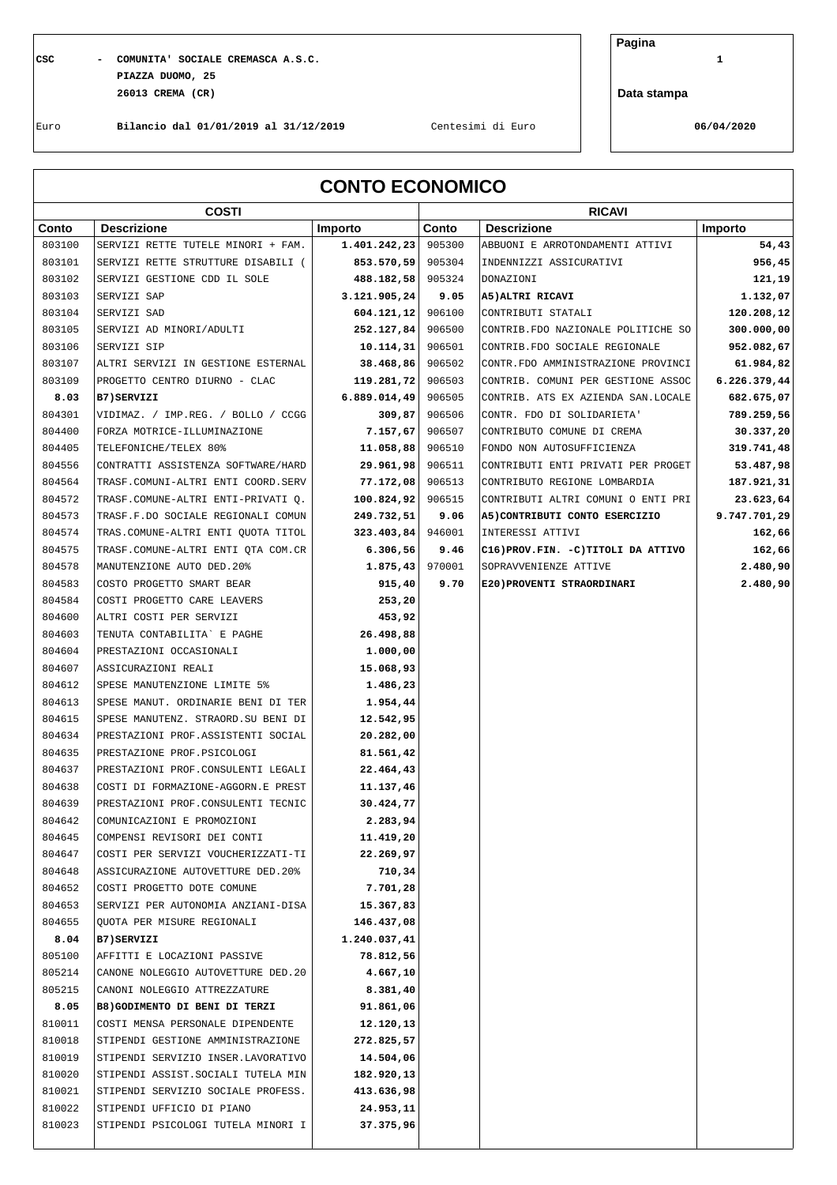CSC - COMUNITA' SOCIALE CREMASCA A.S.C.
PIAZZA DUOMO, 25
26013 CREMA (CR)

Euro **Bilancio dal 01/01/2019 al 31/12/2019** Centesimi di Euro

Data stampa 06/04/2020

# CONTO ECONOMICO

| COSTI | | | RICAVI | | |
|---|---|---|---|---|---|
| **Conto** | **Descrizione** | **Importo** | **Conto** | **Descrizione** | **Importo** |
| 803100 | SERVIZI RETTE TUTELE MINORI + FAM. | **1.401.242,23** | 905300 | ABBUONI E ARROTONDAMENTI ATTIVI | **54,43** |
| 803101 | SERVIZI RETTE STRUTTURE DISABILI ( | **853.570,59** | 905304 | INDENNIZZI ASSICURATIVI | **956,45** |
| 803102 | SERVIZI GESTIONE CDD IL SOLE | **488.182,58** | 905324 | DONAZIONI | **121,19** |
| 803103 | SERVIZI SAP | **3.121.905,24** | **9.05** | **A5)ALTRI RICAVI** | **1.132,07** |
| 803104 | SERVIZI SAD | **604.121,12** | 906100 | CONTRIBUTI STATALI | **120.208,12** |
| 803105 | SERVIZI AD MINORI/ADULTI | **252.127,84** | 906500 | CONTRIB.FDO NAZIONALE POLITICHE SO | **300.000,00** |
| 803106 | SERVIZI SIP | **10.114,31** | 906501 | CONTRIB.FDO SOCIALE REGIONALE | **952.082,67** |
| 803107 | ALTRI SERVIZI IN GESTIONE ESTERNAL | **38.468,86** | 906502 | CONTR.FDO AMMINISTRAZIONE PROVINCI | **61.984,82** |
| 803109 | PROGETTO CENTRO DIURNO - CLAC | **119.281,72** | 906503 | CONTRIB. COMUNI PER GESTIONE ASSOC | **6.226.379,44** |
| **8.03** | **B7)SERVIZI** | **6.889.014,49** | 906505 | CONTRIB. ATS EX AZIENDA SAN.LOCALE | **682.675,07** |
| 804301 | VIDIMAZ. / IMP.REG. / BOLLO / CCGG | **309,87** | 906506 | CONTR. FDO DI SOLIDARIETA' | **789.259,56** |
| 804400 | FORZA MOTRICE-ILLUMINAZIONE | **7.157,67** | 906507 | CONTRIBUTO COMUNE DI CREMA | **30.337,20** |
| 804405 | TELEFONICHE/TELEX 80% | **11.058,88** | 906510 | FONDO NON AUTOSUFFICIENZA | **319.741,48** |
| 804556 | CONTRATTI ASSISTENZA SOFTWARE/HARD | **29.961,98** | 906511 | CONTRIBUTI ENTI PRIVATI PER PROGET | **53.487,98** |
| 804564 | TRASF.COMUNI-ALTRI ENTI COORD.SERV | **77.172,08** | 906513 | CONTRIBUTO REGIONE LOMBARDIA | **187.921,31** |
| 804572 | TRASF.COMUNE-ALTRI ENTI-PRIVATI Q. | **100.824,92** | 906515 | CONTRIBUTI ALTRI COMUNI O ENTI PRI | **23.623,64** |
| 804573 | TRASF.F.DO SOCIALE REGIONALI COMUN | **249.732,51** | **9.06** | **A5)CONTRIBUTI CONTO ESERCIZIO** | **9.747.701,29** |
| 804574 | TRAS.COMUNE-ALTRI ENTI QUOTA TITOL | **323.403,84** | 946001 | INTERESSI ATTIVI | **162,66** |
| 804575 | TRASF.COMUNE-ALTRI ENTI QTA COM.CR | **6.306,56** | **9.46** | **C16)PROV.FIN. -C)TITOLI DA ATTIVO** | **162,66** |
| 804578 | MANUTENZIONE AUTO DED.20% | **1.875,43** | 970001 | SOPRAVVENIENZE ATTIVE | **2.480,90** |
| 804583 | COSTO PROGETTO SMART BEAR | **915,40** | **9.70** | **E20)PROVENTI STRAORDINARI** | **2.480,90** |
| 804584 | COSTI PROGETTO CARE LEAVERS | **253,20** | | | |
| 804600 | ALTRI COSTI PER SERVIZI | **453,92** | | | |
| 804603 | TENUTA CONTABILITA` E PAGHE | **26.498,88** | | | |
| 804604 | PRESTAZIONI OCCASIONALI | **1.000,00** | | | |
| 804607 | ASSICURAZIONI REALI | **15.068,93** | | | |
| 804612 | SPESE MANUTENZIONE LIMITE 5% | **1.486,23** | | | |
| 804613 | SPESE MANUT. ORDINARIE BENI DI TER | **1.954,44** | | | |
| 804615 | SPESE MANUTENZ. STRAORD.SU BENI DI | **12.542,95** | | | |
| 804634 | PRESTAZIONI PROF.ASSISTENTI SOCIAL | **20.282,00** | | | |
| 804635 | PRESTAZIONE PROF.PSICOLOGI | **81.561,42** | | | |
| 804637 | PRESTAZIONI PROF.CONSULENTI LEGALI | **22.464,43** | | | |
| 804638 | COSTI DI FORMAZIONE-AGGORN.E PREST | **11.137,46** | | | |
| 804639 | PRESTAZIONI PROF.CONSULENTI TECNIC | **30.424,77** | | | |
| 804642 | COMUNICAZIONI E PROMOZIONI | **2.283,94** | | | |
| 804645 | COMPENSI REVISORI DEI CONTI | **11.419,20** | | | |
| 804647 | COSTI PER SERVIZI VOUCHERIZZATI-TI | **22.269,97** | | | |
| 804648 | ASSICURAZIONE AUTOVETTURE DED.20% | **710,34** | | | |
| 804652 | COSTI PROGETTO DOTE COMUNE | **7.701,28** | | | |
| 804653 | SERVIZI PER AUTONOMIA ANZIANI-DISA | **15.367,83** | | | |
| 804655 | QUOTA PER MISURE REGIONALI | **146.437,08** | | | |
| **8.04** | **B7)SERVIZI** | **1.240.037,41** | | | |
| 805100 | AFFITTI E LOCAZIONI PASSIVE | **78.812,56** | | | |
| 805214 | CANONE NOLEGGIO AUTOVETTURE DED.20 | **4.667,10** | | | |
| 805215 | CANONI NOLEGGIO ATTREZZATURE | **8.381,40** | | | |
| **8.05** | **B8)GODIMENTO DI BENI DI TERZI** | **91.861,06** | | | |
| 810011 | COSTI MENSA PERSONALE DIPENDENTE | **12.120,13** | | | |
| 810018 | STIPENDI GESTIONE AMMINISTRAZIONE | **272.825,57** | | | |
| 810019 | STIPENDI SERVIZIO INSER.LAVORATIVO | **14.504,06** | | | |
| 810020 | STIPENDI ASSIST.SOCIALI TUTELA MIN | **182.920,13** | | | |
| 810021 | STIPENDI SERVIZIO SOCIALE PROFESS. | **413.636,98** | | | |
| 810022 | STIPENDI UFFICIO DI PIANO | **24.953,11** | | | |
| 810023 | STIPENDI PSICOLOGI TUTELA MINORI I | **37.375,96** | | | |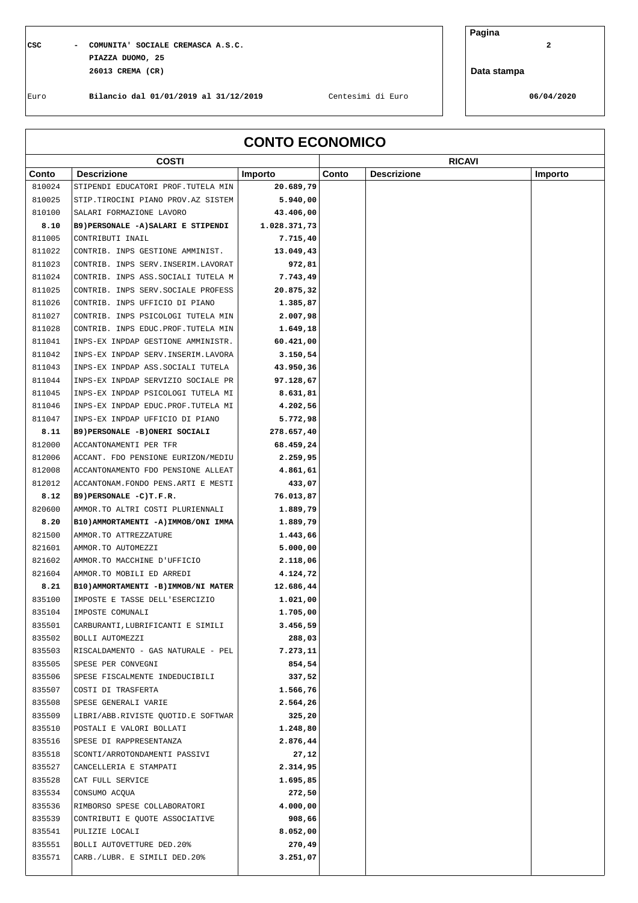CSC - COMUNITA' SOCIALE CREMASCA A.S.C.
PIAZZA DUOMO, 25
26013 CREMA (CR)

Euro    Bilancio dal 01/01/2019 al 31/12/2019    Centesimi di Euro

Data stampa 06/04/2020

# CONTO ECONOMICO

| COSTI | | | RICAVI | | |
|---|---|---|---|---|---|
| **Conto** | **Descrizione** | **Importo** | **Conto** | **Descrizione** | **Importo** |
| 810024 | STIPENDI EDUCATORI PROF.TUTELA MIN | **20.689,79** | | | |
| 810025 | STIP.TIROCINI PIANO PROV.AZ SISTEM | **5.940,00** | | | |
| 810100 | SALARI FORMAZIONE LAVORO | **43.406,00** | | | |
| **8.10** | **B9)PERSONALE -A)SALARI E STIPENDI** | **1.028.371,73** | | | |
| 811005 | CONTRIBUTI INAIL | **7.715,40** | | | |
| 811022 | CONTRIB. INPS GESTIONE AMMINIST. | **13.049,43** | | | |
| 811023 | CONTRIB. INPS SERV.INSERIM.LAVORAT | **972,81** | | | |
| 811024 | CONTRIB. INPS ASS.SOCIALI TUTELA M | **7.743,49** | | | |
| 811025 | CONTRIB. INPS SERV.SOCIALE PROFESS | **20.875,32** | | | |
| 811026 | CONTRIB. INPS UFFICIO DI PIANO | **1.385,87** | | | |
| 811027 | CONTRIB. INPS PSICOLOGI TUTELA MIN | **2.007,98** | | | |
| 811028 | CONTRIB. INPS EDUC.PROF.TUTELA MIN | **1.649,18** | | | |
| 811041 | INPS-EX INPDAP GESTIONE AMMINISTR. | **60.421,00** | | | |
| 811042 | INPS-EX INPDAP SERV.INSERIM.LAVORA | **3.150,54** | | | |
| 811043 | INPS-EX INPDAP ASS.SOCIALI TUTELA | **43.950,36** | | | |
| 811044 | INPS-EX INPDAP SERVIZIO SOCIALE PR | **97.128,67** | | | |
| 811045 | INPS-EX INPDAP PSICOLOGI TUTELA MI | **8.631,81** | | | |
| 811046 | INPS-EX INPDAP EDUC.PROF.TUTELA MI | **4.202,56** | | | |
| 811047 | INPS-EX INPDAP UFFICIO DI PIANO | **5.772,98** | | | |
| **8.11** | **B9)PERSONALE -B)ONERI SOCIALI** | **278.657,40** | | | |
| 812000 | ACCANTONAMENTI PER TFR | **68.459,24** | | | |
| 812006 | ACCANT. FDO PENSIONE EURIZON/MEDIU | **2.259,95** | | | |
| 812008 | ACCANTONAMENTO FDO PENSIONE ALLEAT | **4.861,61** | | | |
| 812012 | ACCANTONAM.FONDO PENS.ARTI E MESTI | **433,07** | | | |
| **8.12** | **B9)PERSONALE -C)T.F.R.** | **76.013,87** | | | |
| 820600 | AMMOR.TO ALTRI COSTI PLURIENNALI | **1.889,79** | | | |
| **8.20** | **B10)AMMORTAMENTI -A)IMMOB/ONI IMMA** | **1.889,79** | | | |
| 821500 | AMMOR.TO ATTREZZATURE | **1.443,66** | | | |
| 821601 | AMMOR.TO AUTOMEZZI | **5.000,00** | | | |
| 821602 | AMMOR.TO MACCHINE D'UFFICIO | **2.118,06** | | | |
| 821604 | AMMOR.TO MOBILI ED ARREDI | **4.124,72** | | | |
| **8.21** | **B10)AMMORTAMENTI -B)IMMOB/NI MATER** | **12.686,44** | | | |
| 835100 | IMPOSTE E TASSE DELL'ESERCIZIO | **1.021,00** | | | |
| 835104 | IMPOSTE COMUNALI | **1.705,00** | | | |
| 835501 | CARBURANTI,LUBRIFICANTI E SIMILI | **3.456,59** | | | |
| 835502 | BOLLI AUTOMEZZI | **288,03** | | | |
| 835503 | RISCALDAMENTO - GAS NATURALE - PEL | **7.273,11** | | | |
| 835505 | SPESE PER CONVEGNI | **854,54** | | | |
| 835506 | SPESE FISCALMENTE INDEDUCIBILI | **337,52** | | | |
| 835507 | COSTI DI TRASFERTA | **1.566,76** | | | |
| 835508 | SPESE GENERALI VARIE | **2.564,26** | | | |
| 835509 | LIBRI/ABB.RIVISTE QUOTID.E SOFTWAR | **325,20** | | | |
| 835510 | POSTALI E VALORI BOLLATI | **1.248,80** | | | |
| 835516 | SPESE DI RAPPRESENTANZA | **2.876,44** | | | |
| 835518 | SCONTI/ARROTONDAMENTI PASSIVI | **27,12** | | | |
| 835527 | CANCELLERIA E STAMPATI | **2.314,95** | | | |
| 835528 | CAT FULL SERVICE | **1.695,85** | | | |
| 835534 | CONSUMO ACQUA | **272,50** | | | |
| 835536 | RIMBORSO SPESE COLLABORATORI | **4.000,00** | | | |
| 835539 | CONTRIBUTI E QUOTE ASSOCIATIVE | **908,66** | | | |
| 835541 | PULIZIE LOCALI | **8.052,00** | | | |
| 835551 | BOLLI AUTOVETTURE DED.20% | **270,49** | | | |
| 835571 | CARB./LUBR. E SIMILI DED.20% | **3.251,07** | | | |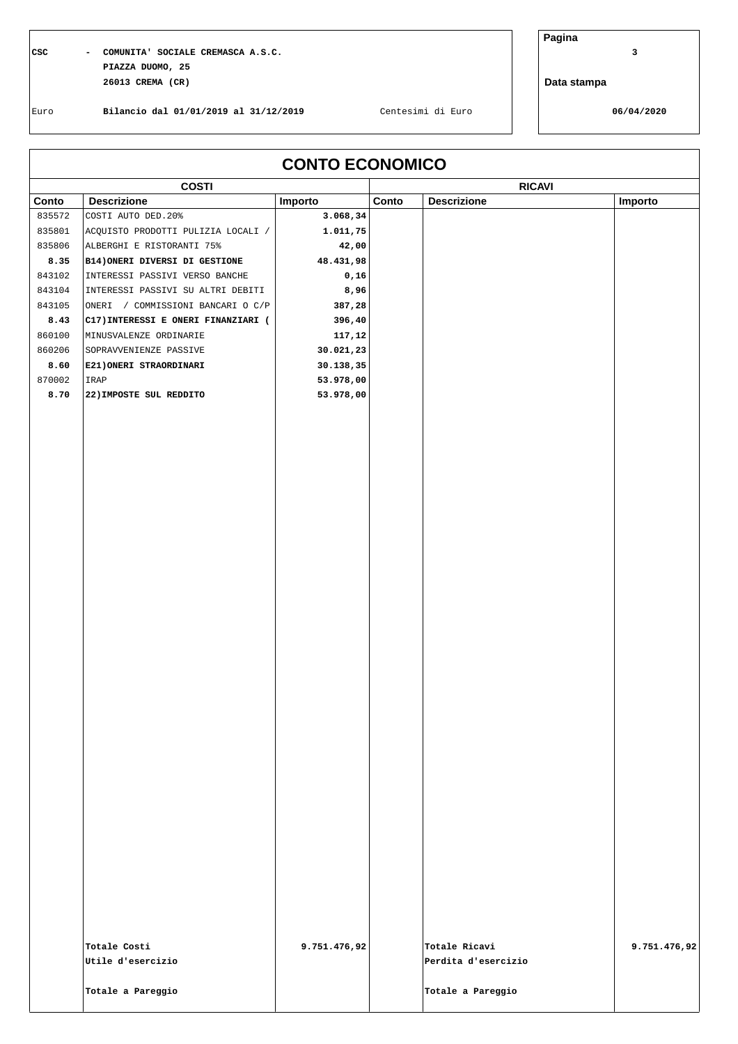| | | | |
|---|---|---|---|
| **CSC** | - | **COMUNITA' SOCIALE CREMASCA A.S.C.** | |
| | | **PIAZZA DUOMO, 25** | |
| | | **26013 CREMA (CR)** | |
| Euro | | **Bilancio dal 01/01/2019 al 31/12/2019** | Centesimi di Euro |

**Pagina** 3

**Data stampa** 06/04/2020

# CONTO ECONOMICO

| COSTI | | | RICAVI | | |
|---|---|---|---|---|---|
| **Conto** | **Descrizione** | **Importo** | **Conto** | **Descrizione** | **Importo** |
| 835572 | COSTI AUTO DED.20% | **3.068,34** | | | |
| 835801 | ACQUISTO PRODOTTI PULIZIA LOCALI / | **1.011,75** | | | |
| 835806 | ALBERGHI E RISTORANTI 75% | **42,00** | | | |
| **8.35** | **B14)ONERI DIVERSI DI GESTIONE** | **48.431,98** | | | |
| 843102 | INTERESSI PASSIVI VERSO BANCHE | **0,16** | | | |
| 843104 | INTERESSI PASSIVI SU ALTRI DEBITI | **8,96** | | | |
| 843105 | ONERI / COMMISSIONI BANCARI O C/P | **387,28** | | | |
| **8.43** | **C17)INTERESSI E ONERI FINANZIARI (** | **396,40** | | | |
| 860100 | MINUSVALENZE ORDINARIE | **117,12** | | | |
| 860206 | SOPRAVVENIENZE PASSIVE | **30.021,23** | | | |
| **8.60** | **E21)ONERI STRAORDINARI** | **30.138,35** | | | |
| 870002 | IRAP | **53.978,00** | | | |
| **8.70** | **22)IMPOSTE SUL REDDITO** | **53.978,00** | | | |
| | **Totale Costi** | **9.751.476,92** | | **Totale Ricavi** | **9.751.476,92** |
| | **Utile d'esercizio** | | | **Perdita d'esercizio** | |
| | **Totale a Pareggio** | | | **Totale a Pareggio** | |